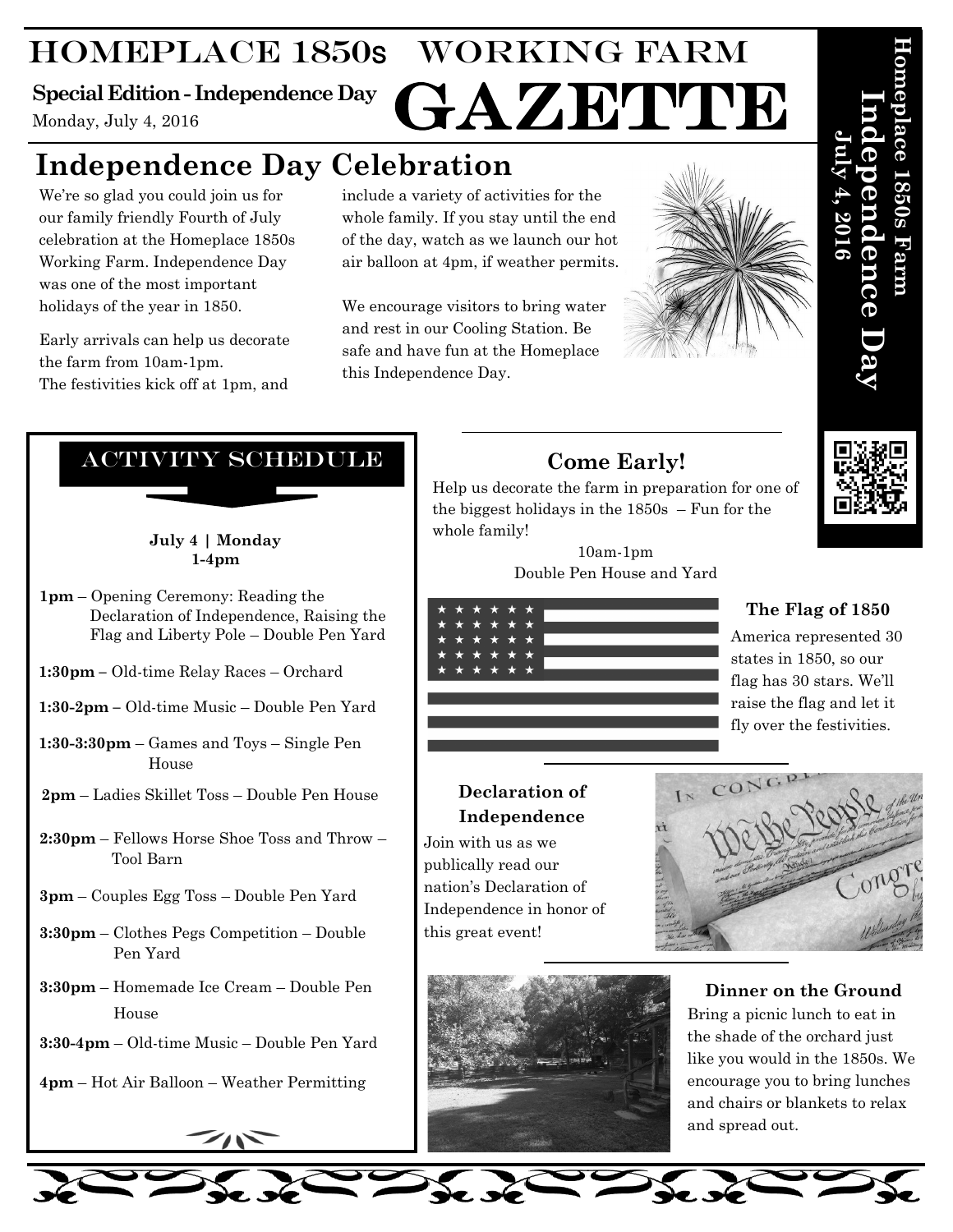# HOMEPLACE 1850s WORKING FARM GAZETTE

**Special Edition - Independence Day**
Monday, July 4, 2016

Homeplace 1850s Farm
**Independence Day**
July 4, 2016

## Independence Day Celebration

We're so glad you could join us for our family friendly Fourth of July celebration at the Homeplace 1850s Working Farm. Independence Day was one of the most important holidays of the year in 1850.

Early arrivals can help us decorate the farm from 10am-1pm. The festivities kick off at 1pm, and include a variety of activities for the whole family. If you stay until the end of the day, watch as we launch our hot air balloon at 4pm, if weather permits.

We encourage visitors to bring water and rest in our Cooling Station. Be safe and have fun at the Homeplace this Independence Day.

## ACTIVITY SCHEDULE

**July 4 | Monday**
**1-4pm**

**1pm** – Opening Ceremony: Reading the Declaration of Independence, Raising the Flag and Liberty Pole – Double Pen Yard

**1:30pm** – Old-time Relay Races – Orchard

**1:30-2pm** – Old-time Music – Double Pen Yard

**1:30-3:30pm** – Games and Toys – Single Pen House

**2pm** – Ladies Skillet Toss – Double Pen House

**2:30pm** – Fellows Horse Shoe Toss and Throw – Tool Barn

**3pm** – Couples Egg Toss – Double Pen Yard

**3:30pm** – Clothes Pegs Competition – Double Pen Yard

**3:30pm** – Homemade Ice Cream – Double Pen House

**3:30-4pm** – Old-time Music – Double Pen Yard

**4pm** – Hot Air Balloon – Weather Permitting

### Come Early!

Help us decorate the farm in preparation for one of the biggest holidays in the 1850s – Fun for the whole family!

10am-1pm
Double Pen House and Yard

### The Flag of 1850

America represented 30 states in 1850, so our flag has 30 stars. We'll raise the flag and let it fly over the festivities.

### Declaration of Independence

Join with us as we publically read our nation's Declaration of Independence in honor of this great event!

### Dinner on the Ground

Bring a picnic lunch to eat in the shade of the orchard just like you would in the 1850s. We encourage you to bring lunches and chairs or blankets to relax and spread out.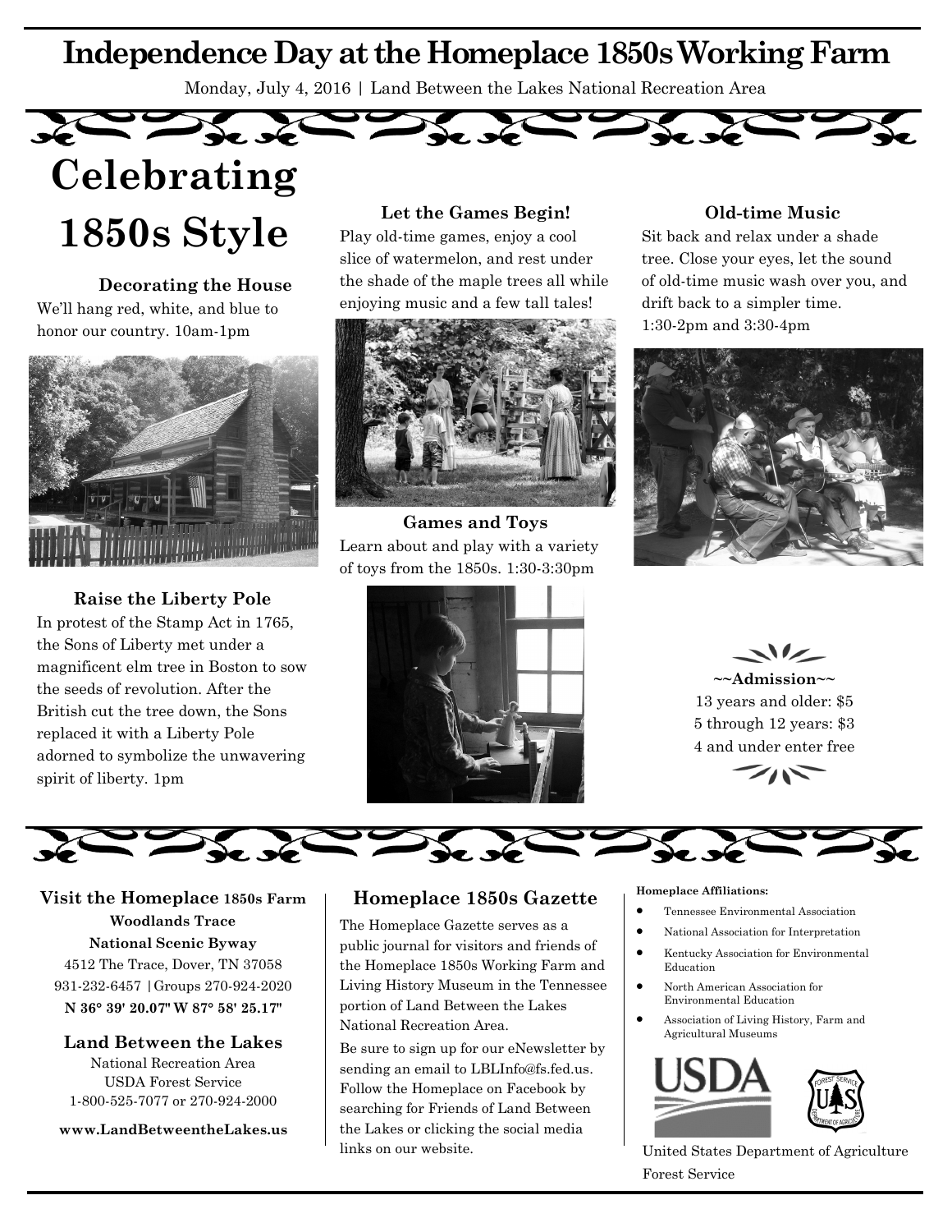# Independence Day at the Homeplace 1850s Working Farm

Monday, July 4, 2016 | Land Between the Lakes National Recreation Area

## Celebrating 1850s Style

### Decorating the House

We'll hang red, white, and blue to honor our country. 10am-1pm

### Raise the Liberty Pole

In protest of the Stamp Act in 1765, the Sons of Liberty met under a magnificent elm tree in Boston to sow the seeds of revolution. After the British cut the tree down, the Sons replaced it with a Liberty Pole adorned to symbolize the unwavering spirit of liberty. 1pm

### Let the Games Begin!

Play old-time games, enjoy a cool slice of watermelon, and rest under the shade of the maple trees all while enjoying music and a few tall tales!

### Games and Toys

Learn about and play with a variety of toys from the 1850s. 1:30-3:30pm

### Old-time Music

Sit back and relax under a shade tree. Close your eyes, let the sound of old-time music wash over you, and drift back to a simpler time. 1:30-2pm and 3:30-4pm

**~~Admission~~**

13 years and older: $5
5 through 12 years: $3
4 and under enter free

---

### Visit the Homeplace 1850s Farm

**Woodlands Trace**
**National Scenic Byway**
4512 The Trace, Dover, TN 37058
931-232-6457 | Groups 270-924-2020
**N 36° 39' 20.07" W 87° 58' 25.17"**

### Land Between the Lakes

National Recreation Area
USDA Forest Service
1-800-525-7077 or 270-924-2000

**www.LandBetweentheLakes.us**

### Homeplace 1850s Gazette

The Homeplace Gazette serves as a public journal for visitors and friends of the Homeplace 1850s Working Farm and Living History Museum in the Tennessee portion of Land Between the Lakes National Recreation Area.

Be sure to sign up for our eNewsletter by sending an email to LBLInfo@fs.fed.us. Follow the Homeplace on Facebook by searching for Friends of Land Between the Lakes or clicking the social media links on our website.

**Homeplace Affiliations:**

- Tennessee Environmental Association
- National Association for Interpretation
- Kentucky Association for Environmental Education
- North American Association for Environmental Education
- Association of Living History, Farm and Agricultural Museums

United States Department of Agriculture
Forest Service